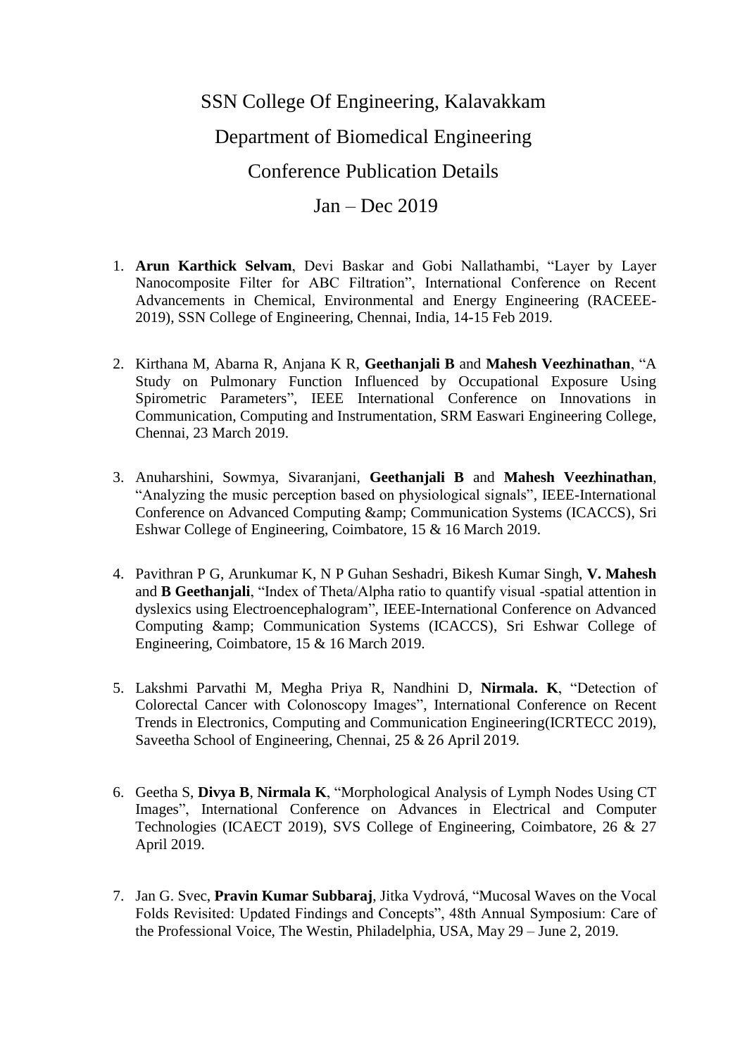# SSN College Of Engineering, Kalavakkam

## Department of Biomedical Engineering

## Conference Publication Details

## Jan – Dec 2019

1. **Arun Karthick Selvam**, Devi Baskar and Gobi Nallathambi, "Layer by Layer Nanocomposite Filter for ABC Filtration", International Conference on Recent Advancements in Chemical, Environmental and Energy Engineering (RACEEE-2019), SSN College of Engineering, Chennai, India, 14-15 Feb 2019.

2. Kirthana M, Abarna R, Anjana K R, **Geethanjali B** and **Mahesh Veezhinathan**, "A Study on Pulmonary Function Influenced by Occupational Exposure Using Spirometric Parameters", IEEE International Conference on Innovations in Communication, Computing and Instrumentation, SRM Easwari Engineering College, Chennai, 23 March 2019.

3. Anuharshini, Sowmya, Sivaranjani, **Geethanjali B** and **Mahesh Veezhinathan**, "Analyzing the music perception based on physiological signals", IEEE-International Conference on Advanced Computing &amp; Communication Systems (ICACCS), Sri Eshwar College of Engineering, Coimbatore, 15 & 16 March 2019.

4. Pavithran P G, Arunkumar K, N P Guhan Seshadri, Bikesh Kumar Singh, **V. Mahesh** and **B Geethanjali**, "Index of Theta/Alpha ratio to quantify visual -spatial attention in dyslexics using Electroencephalogram", IEEE-International Conference on Advanced Computing &amp; Communication Systems (ICACCS), Sri Eshwar College of Engineering, Coimbatore, 15 & 16 March 2019.

5. Lakshmi Parvathi M, Megha Priya R, Nandhini D, **Nirmala. K**, "Detection of Colorectal Cancer with Colonoscopy Images", International Conference on Recent Trends in Electronics, Computing and Communication Engineering(ICRTECC 2019), Saveetha School of Engineering, Chennai, 25 & 26 April 2019.

6. Geetha S, **Divya B**, **Nirmala K**, "Morphological Analysis of Lymph Nodes Using CT Images", International Conference on Advances in Electrical and Computer Technologies (ICAECT 2019), SVS College of Engineering, Coimbatore, 26 & 27 April 2019.

7. Jan G. Svec, **Pravin Kumar Subbaraj**, Jitka Vydrová, "Mucosal Waves on the Vocal Folds Revisited: Updated Findings and Concepts", 48th Annual Symposium: Care of the Professional Voice, The Westin, Philadelphia, USA, May 29 – June 2, 2019.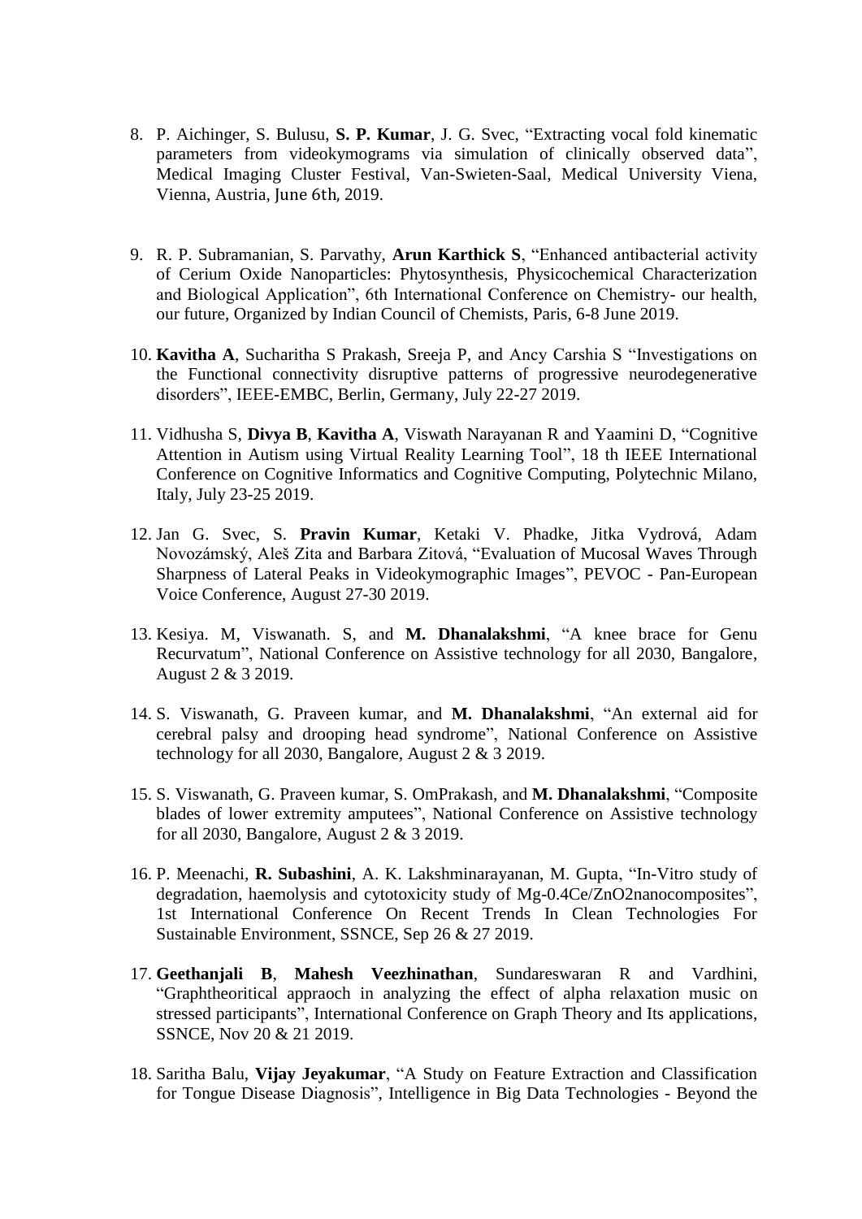8. P. Aichinger, S. Bulusu, **S. P. Kumar**, J. G. Svec, "Extracting vocal fold kinematic parameters from videokymograms via simulation of clinically observed data", Medical Imaging Cluster Festival, Van-Swieten-Saal, Medical University Viena, Vienna, Austria, June 6th, 2019.

9. R. P. Subramanian, S. Parvathy, **Arun Karthick S**, "Enhanced antibacterial activity of Cerium Oxide Nanoparticles: Phytosynthesis, Physicochemical Characterization and Biological Application", 6th International Conference on Chemistry- our health, our future, Organized by Indian Council of Chemists, Paris, 6-8 June 2019.

10. **Kavitha A**, Sucharitha S Prakash, Sreeja P, and Ancy Carshia S "Investigations on the Functional connectivity disruptive patterns of progressive neurodegenerative disorders", IEEE-EMBC, Berlin, Germany, July 22-27 2019.

11. Vidhusha S, **Divya B**, **Kavitha A**, Viswath Narayanan R and Yaamini D, "Cognitive Attention in Autism using Virtual Reality Learning Tool", 18 th IEEE International Conference on Cognitive Informatics and Cognitive Computing, Polytechnic Milano, Italy, July 23-25 2019.

12. Jan G. Svec, S. **Pravin Kumar**, Ketaki V. Phadke, Jitka Vydrová, Adam Novozámský, Aleš Zita and Barbara Zitová, "Evaluation of Mucosal Waves Through Sharpness of Lateral Peaks in Videokymographic Images", PEVOC - Pan-European Voice Conference, August 27-30 2019.

13. Kesiya. M, Viswanath. S, and **M. Dhanalakshmi**, "A knee brace for Genu Recurvatum", National Conference on Assistive technology for all 2030, Bangalore, August 2 & 3 2019.

14. S. Viswanath, G. Praveen kumar, and **M. Dhanalakshmi**, "An external aid for cerebral palsy and drooping head syndrome", National Conference on Assistive technology for all 2030, Bangalore, August 2 & 3 2019.

15. S. Viswanath, G. Praveen kumar, S. OmPrakash, and **M. Dhanalakshmi**, "Composite blades of lower extremity amputees", National Conference on Assistive technology for all 2030, Bangalore, August 2 & 3 2019.

16. P. Meenachi, **R. Subashini**, A. K. Lakshminarayanan, M. Gupta, "In-Vitro study of degradation, haemolysis and cytotoxicity study of Mg-0.4Ce/ZnO2nanocomposites", 1st International Conference On Recent Trends In Clean Technologies For Sustainable Environment, SSNCE, Sep 26 & 27 2019.

17. **Geethanjali B**, **Mahesh Veezhinathan**, Sundareswaran R and Vardhini, "Graphtheoritical appraoch in analyzing the effect of alpha relaxation music on stressed participants", International Conference on Graph Theory and Its applications, SSNCE, Nov 20 & 21 2019.

18. Saritha Balu, **Vijay Jeyakumar**, "A Study on Feature Extraction and Classification for Tongue Disease Diagnosis", Intelligence in Big Data Technologies - Beyond the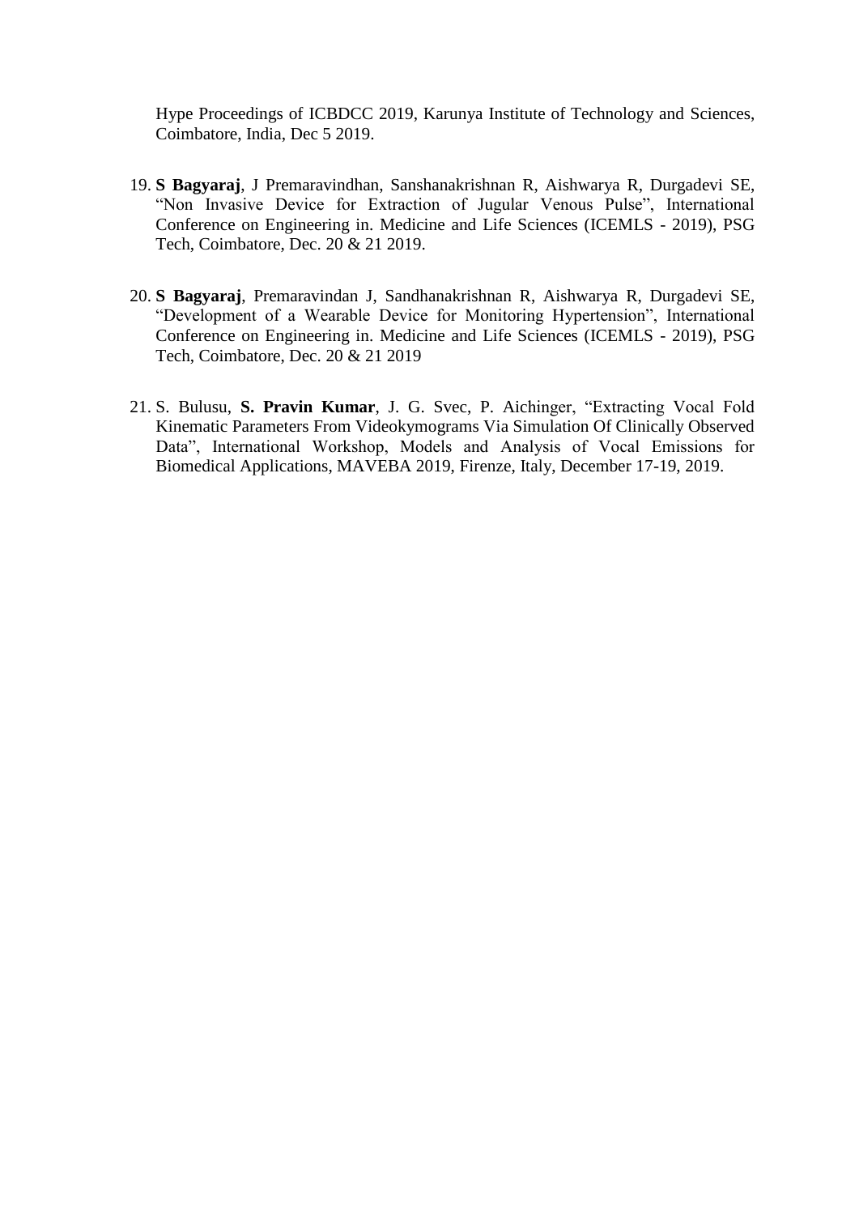Hype Proceedings of ICBDCC 2019, Karunya Institute of Technology and Sciences, Coimbatore, India, Dec 5 2019.

19. **S Bagyaraj**, J Premaravindhan, Sanshanakrishnan R, Aishwarya R, Durgadevi SE, "Non Invasive Device for Extraction of Jugular Venous Pulse", International Conference on Engineering in. Medicine and Life Sciences (ICEMLS - 2019), PSG Tech, Coimbatore, Dec. 20 & 21 2019.

20. **S Bagyaraj**, Premaravindan J, Sandhanakrishnan R, Aishwarya R, Durgadevi SE, "Development of a Wearable Device for Monitoring Hypertension", International Conference on Engineering in. Medicine and Life Sciences (ICEMLS - 2019), PSG Tech, Coimbatore, Dec. 20 & 21 2019

21. S. Bulusu, **S. Pravin Kumar**, J. G. Svec, P. Aichinger, "Extracting Vocal Fold Kinematic Parameters From Videokymograms Via Simulation Of Clinically Observed Data", International Workshop, Models and Analysis of Vocal Emissions for Biomedical Applications, MAVEBA 2019, Firenze, Italy, December 17-19, 2019.